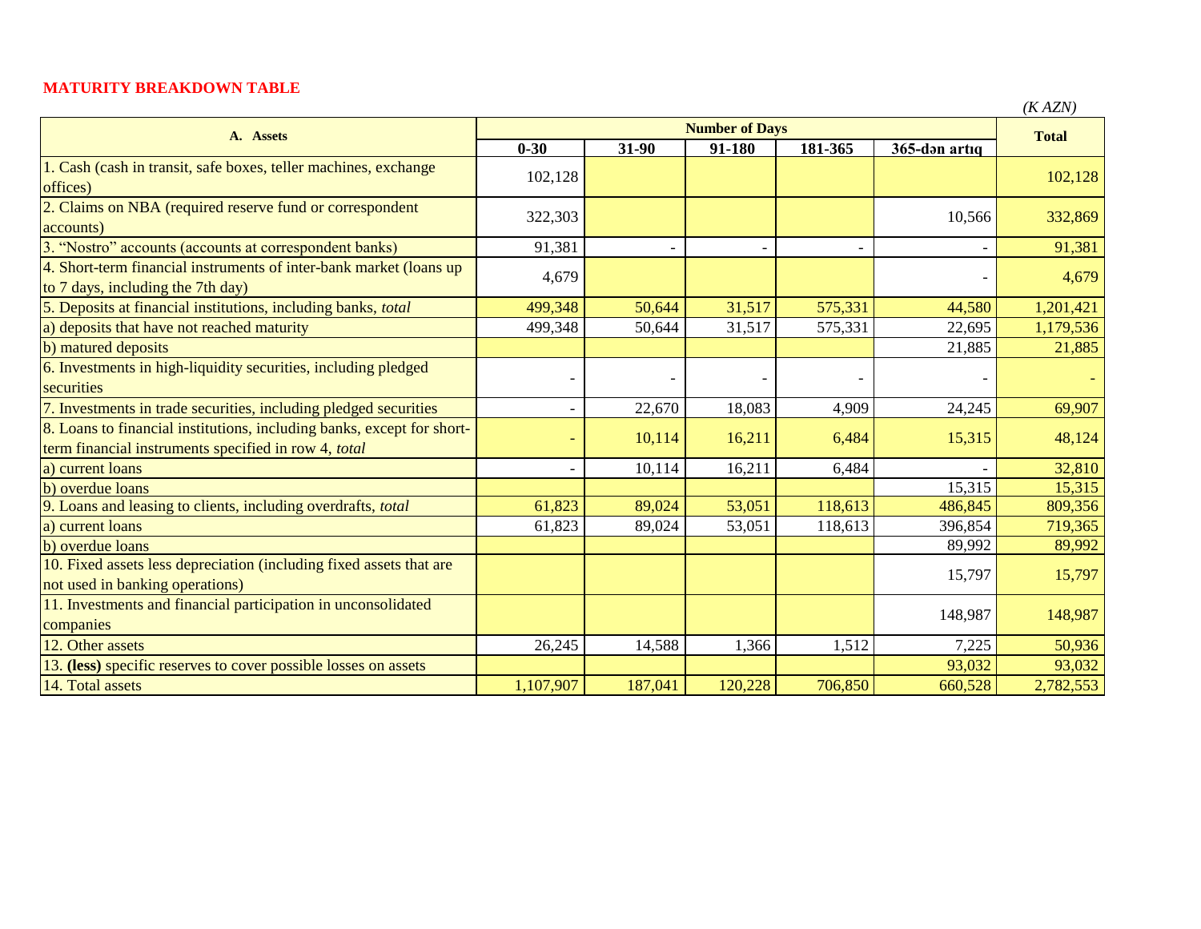**MATURITY BREAKDOWN TABLE**

*(K AZN)*

| A. Assets | Number of Days | | | | | Total |
|---|---|---|---|---|---|---|
| | 0-30 | 31-90 | 91-180 | 181-365 | 365-dən artıq | |
| 1. Cash (cash in transit, safe boxes, teller machines, exchange offices) | 102,128 | | | | | 102,128 |
| 2. Claims on NBA (required reserve fund or correspondent accounts) | 322,303 | | | | 10,566 | 332,869 |
| 3. "Nostro" accounts (accounts at correspondent banks) | 91,381 | - | - | - | - | 91,381 |
| 4. Short-term financial instruments of inter-bank market (loans up to 7 days, including the 7th day) | 4,679 | | | | - | 4,679 |
| 5. Deposits at financial institutions, including banks, *total* | 499,348 | 50,644 | 31,517 | 575,331 | 44,580 | 1,201,421 |
| a) deposits that have not reached maturity | 499,348 | 50,644 | 31,517 | 575,331 | 22,695 | 1,179,536 |
| b) matured deposits | | | | | 21,885 | 21,885 |
| 6. Investments in high-liquidity securities, including pledged securities | - | - | - | - | - | - |
| 7. Investments in trade securities, including pledged securities | - | 22,670 | 18,083 | 4,909 | 24,245 | 69,907 |
| 8. Loans to financial institutions, including banks, except for short-term financial instruments specified in row 4, *total* | - | 10,114 | 16,211 | 6,484 | 15,315 | 48,124 |
| a) current loans | - | 10,114 | 16,211 | 6,484 | - | 32,810 |
| b) overdue loans | | | | | 15,315 | 15,315 |
| 9. Loans and leasing to clients, including overdrafts, *total* | 61,823 | 89,024 | 53,051 | 118,613 | 486,845 | 809,356 |
| a) current loans | 61,823 | 89,024 | 53,051 | 118,613 | 396,854 | 719,365 |
| b) overdue loans | | | | | 89,992 | 89,992 |
| 10. Fixed assets less depreciation (including fixed assets that are not used in banking operations) | | | | | 15,797 | 15,797 |
| 11. Investments and financial participation in unconsolidated companies | | | | | 148,987 | 148,987 |
| 12. Other assets | 26,245 | 14,588 | 1,366 | 1,512 | 7,225 | 50,936 |
| 13. **(less)** specific reserves to cover possible losses on assets | | | | | 93,032 | 93,032 |
| 14. Total assets | 1,107,907 | 187,041 | 120,228 | 706,850 | 660,528 | 2,782,553 |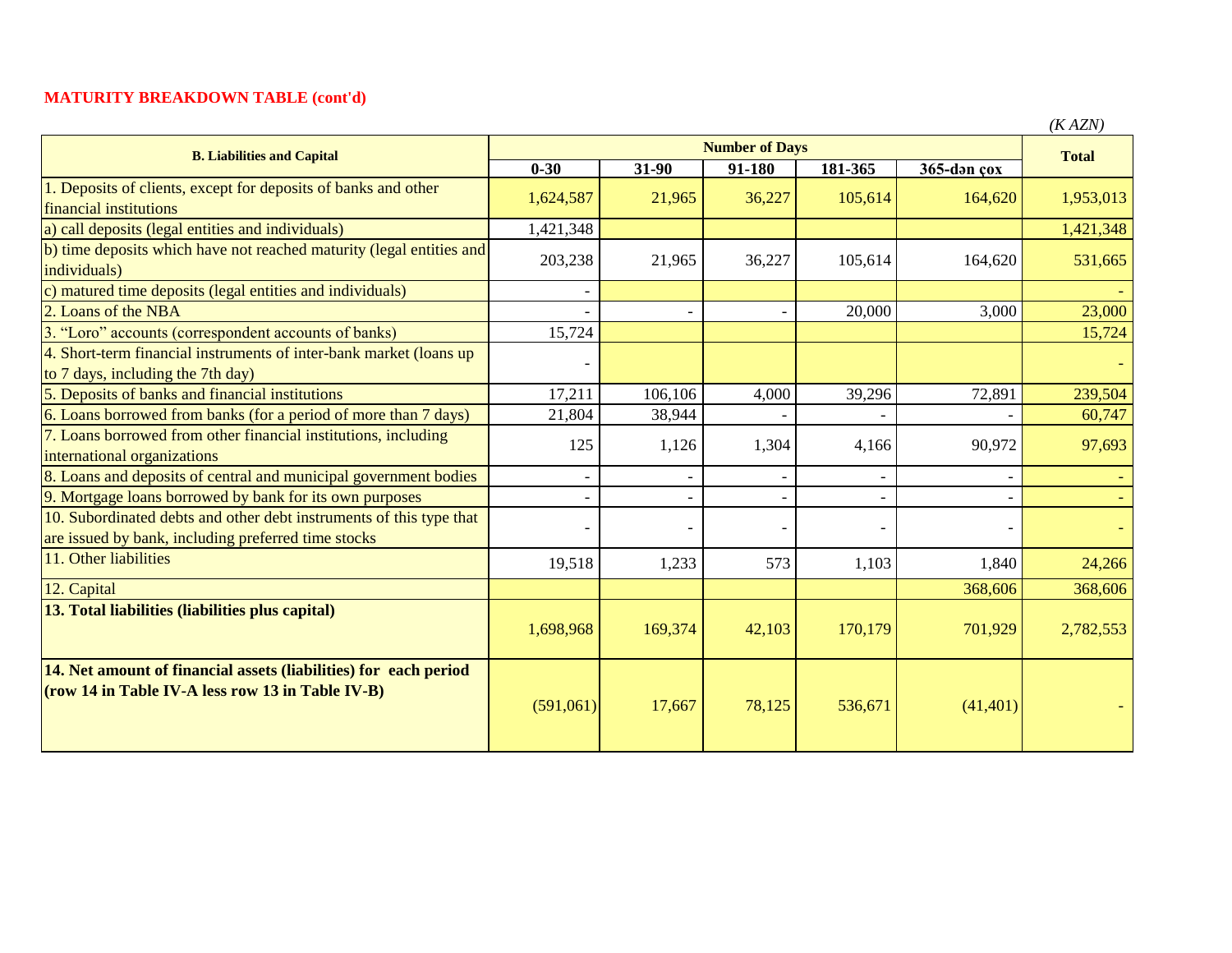## MATURITY BREAKDOWN TABLE (cont'd)

*(K AZN)*

| B. Liabilities and Capital | Number of Days | | | | | Total |
|---|---|---|---|---|---|---|
| | 0-30 | 31-90 | 91-180 | 181-365 | 365-dən çox | |
| 1. Deposits of clients, except for deposits of banks and other financial institutions | 1,624,587 | 21,965 | 36,227 | 105,614 | 164,620 | 1,953,013 |
| a) call deposits (legal entities and individuals) | 1,421,348 | | | | | 1,421,348 |
| b) time deposits which have not reached maturity (legal entities and individuals) | 203,238 | 21,965 | 36,227 | 105,614 | 164,620 | 531,665 |
| c) matured time deposits (legal entities and individuals) | - | | | | | - |
| 2. Loans of the NBA | - | - | - | 20,000 | 3,000 | 23,000 |
| 3. “Loro” accounts (correspondent accounts of banks) | 15,724 | | | | | 15,724 |
| 4. Short-term financial instruments of inter-bank market (loans up to 7 days, including the 7th day) | - | | | | | - |
| 5. Deposits of banks and financial institutions | 17,211 | 106,106 | 4,000 | 39,296 | 72,891 | 239,504 |
| 6. Loans borrowed from banks (for a period of more than 7 days) | 21,804 | 38,944 | - | - | - | 60,747 |
| 7. Loans borrowed from other financial institutions, including international organizations | 125 | 1,126 | 1,304 | 4,166 | 90,972 | 97,693 |
| 8. Loans and deposits of central and municipal government bodies | - | - | - | - | - | - |
| 9. Mortgage loans borrowed by bank for its own purposes | - | - | - | - | - | - |
| 10. Subordinated debts and other debt instruments of this type that are issued by bank, including preferred time stocks | - | - | - | - | - | - |
| 11. Other liabilities | 19,518 | 1,233 | 573 | 1,103 | 1,840 | 24,266 |
| 12. Capital | | | | | 368,606 | 368,606 |
| **13. Total liabilities (liabilities plus capital)** | 1,698,968 | 169,374 | 42,103 | 170,179 | 701,929 | 2,782,553 |
| **14. Net amount of financial assets (liabilities) for each period (row 14 in Table IV-A less row 13 in Table IV-B)** | (591,061) | 17,667 | 78,125 | 536,671 | (41,401) | - |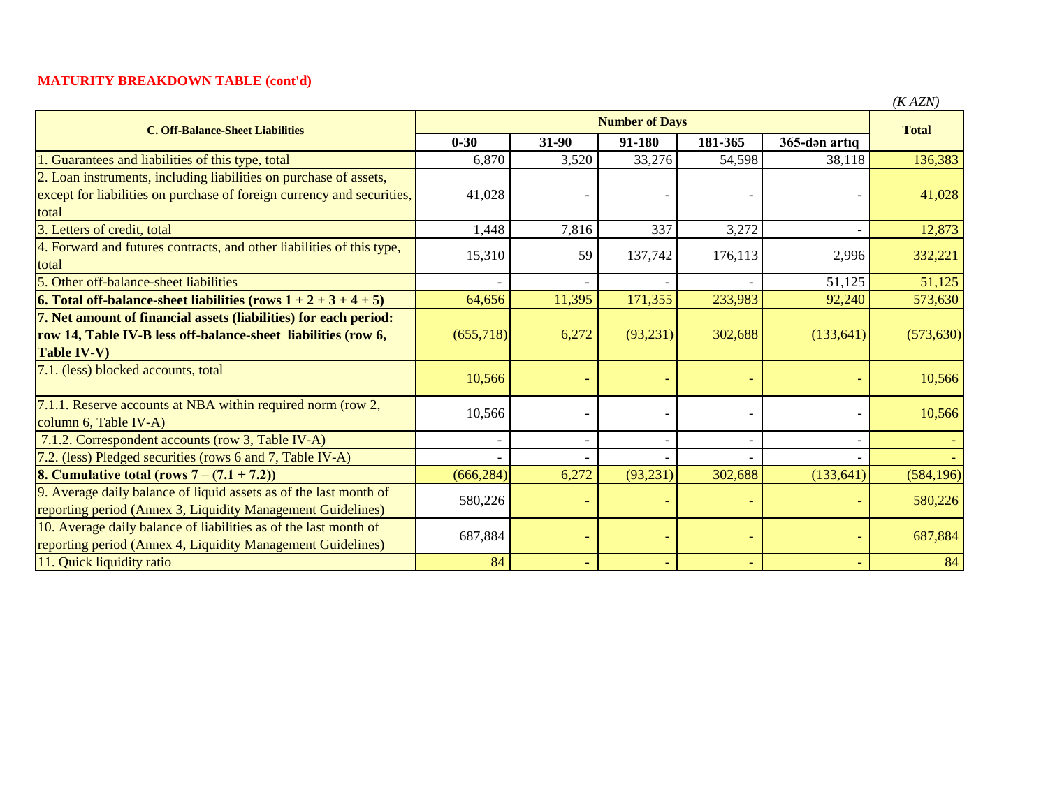## MATURITY BREAKDOWN TABLE (cont'd)

*(K AZN)*

| C. Off-Balance-Sheet Liabilities | Number of Days | | | | | Total |
|---|---|---|---|---|---|---|
| | 0-30 | 31-90 | 91-180 | 181-365 | 365-dən artıq | |
| 1. Guarantees and liabilities of this type, total | 6,870 | 3,520 | 33,276 | 54,598 | 38,118 | 136,383 |
| 2. Loan instruments, including liabilities on purchase of assets, except for liabilities on purchase of foreign currency and securities, total | 41,028 | - | - | - | - | 41,028 |
| 3. Letters of credit, total | 1,448 | 7,816 | 337 | 3,272 | - | 12,873 |
| 4. Forward and futures contracts, and other liabilities of this type, total | 15,310 | 59 | 137,742 | 176,113 | 2,996 | 332,221 |
| 5. Other off-balance-sheet liabilities | - | - | - | - | 51,125 | 51,125 |
| **6. Total off-balance-sheet liabilities (rows 1 + 2 + 3 + 4 + 5)** | 64,656 | 11,395 | 171,355 | 233,983 | 92,240 | 573,630 |
| **7. Net amount of financial assets (liabilities) for each period: row 14, Table IV-B less off-balance-sheet liabilities (row 6, Table IV-V)** | (655,718) | 6,272 | (93,231) | 302,688 | (133,641) | (573,630) |
| 7.1. (less) blocked accounts, total | 10,566 | - | - | - | - | 10,566 |
| 7.1.1. Reserve accounts at NBA within required norm (row 2, column 6, Table IV-A) | 10,566 | - | - | - | - | 10,566 |
| 7.1.2. Correspondent accounts (row 3, Table IV-A) | - | - | - | - | - | - |
| 7.2. (less) Pledged securities (rows 6 and 7, Table IV-A) | - | - | - | - | - | - |
| **8. Cumulative total (rows 7 – (7.1 + 7.2))** | (666,284) | 6,272 | (93,231) | 302,688 | (133,641) | (584,196) |
| 9. Average daily balance of liquid assets as of the last month of reporting period (Annex 3, Liquidity Management Guidelines) | 580,226 | - | - | - | - | 580,226 |
| 10. Average daily balance of liabilities as of the last month of reporting period (Annex 4, Liquidity Management Guidelines) | 687,884 | - | - | - | - | 687,884 |
| 11. Quick liquidity ratio | 84 | - | - | - | - | 84 |